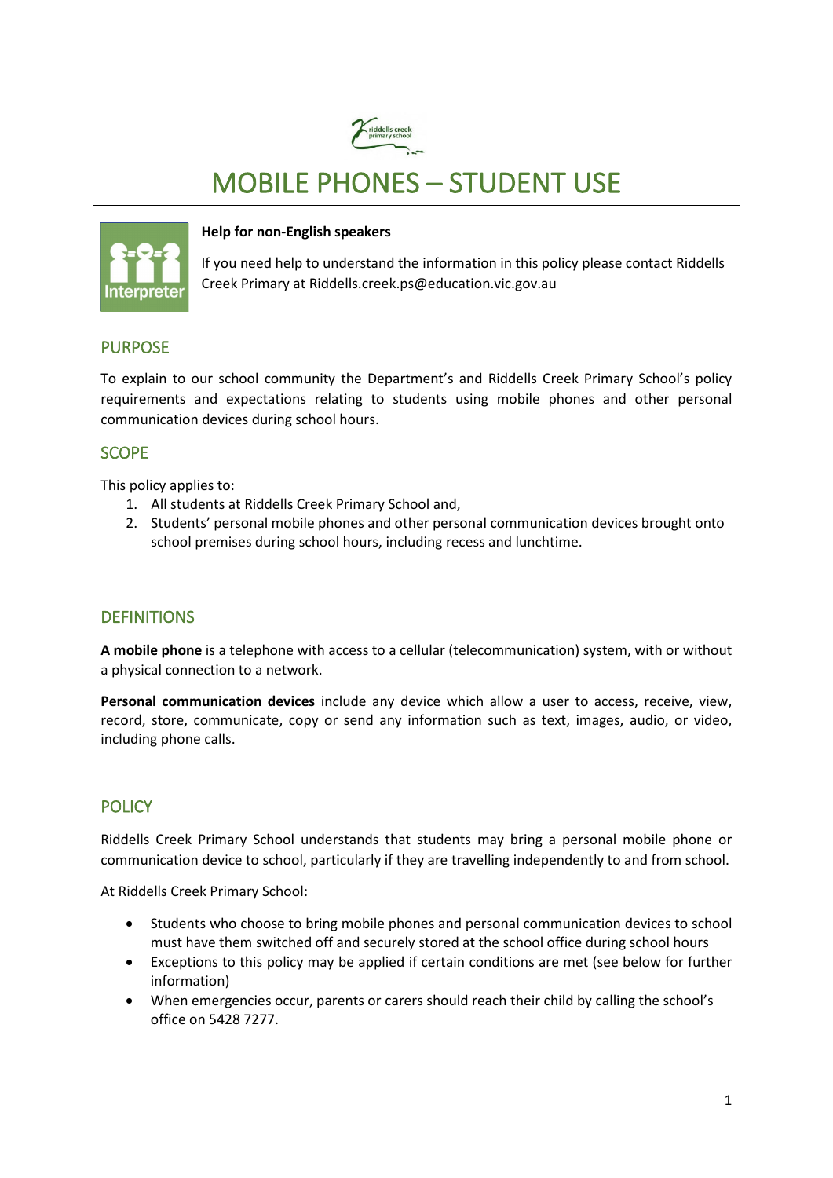# MOBILE PHONES – STUDENT USE

**Help for non-English speakers**

If you need help to understand the information in this policy please contact Riddells Creek Primary at Riddells.creek.ps@education.vic.gov.au

## PURPOSE

To explain to our school community the Department's and Riddells Creek Primary School's policy requirements and expectations relating to students using mobile phones and other personal communication devices during school hours.

## SCOPE

This policy applies to:

1. All students at Riddells Creek Primary School and,
2. Students' personal mobile phones and other personal communication devices brought onto school premises during school hours, including recess and lunchtime.

## DEFINITIONS

**A mobile phone** is a telephone with access to a cellular (telecommunication) system, with or without a physical connection to a network.

**Personal communication devices** include any device which allow a user to access, receive, view, record, store, communicate, copy or send any information such as text, images, audio, or video, including phone calls.

## POLICY

Riddells Creek Primary School understands that students may bring a personal mobile phone or communication device to school, particularly if they are travelling independently to and from school.

At Riddells Creek Primary School:

- Students who choose to bring mobile phones and personal communication devices to school must have them switched off and securely stored at the school office during school hours
- Exceptions to this policy may be applied if certain conditions are met (see below for further information)
- When emergencies occur, parents or carers should reach their child by calling the school's office on 5428 7277.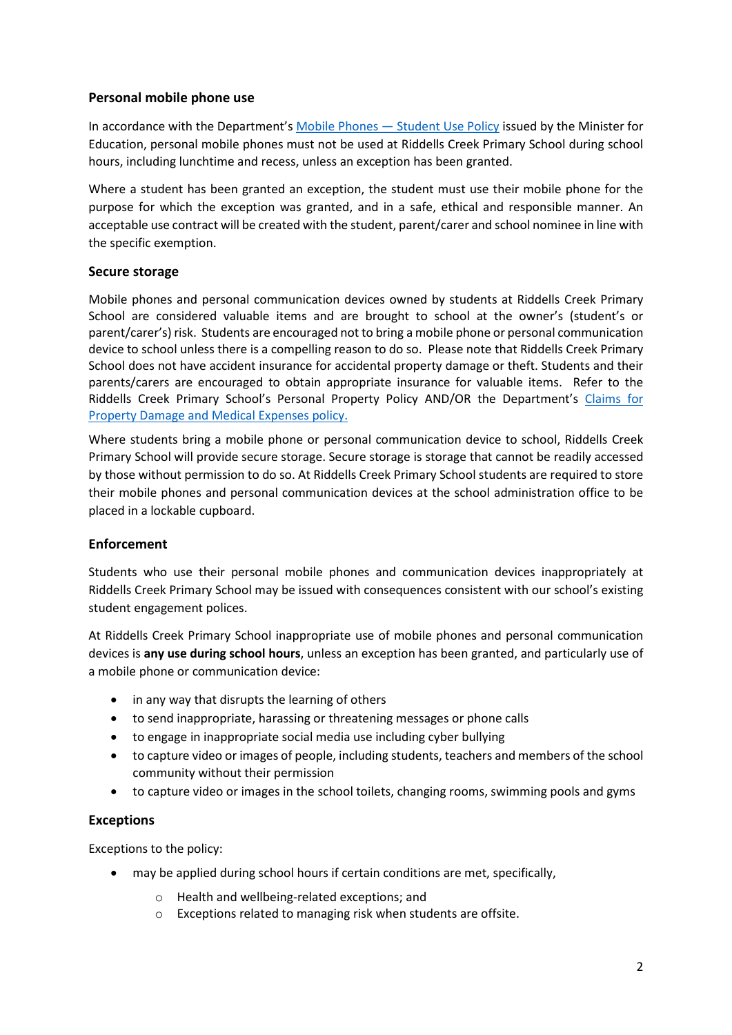### Personal mobile phone use

In accordance with the Department's [Mobile Phones — Student Use Policy]() issued by the Minister for Education, personal mobile phones must not be used at Riddells Creek Primary School during school hours, including lunchtime and recess, unless an exception has been granted.

Where a student has been granted an exception, the student must use their mobile phone for the purpose for which the exception was granted, and in a safe, ethical and responsible manner. An acceptable use contract will be created with the student, parent/carer and school nominee in line with the specific exemption.

### Secure storage

Mobile phones and personal communication devices owned by students at Riddells Creek Primary School are considered valuable items and are brought to school at the owner's (student's or parent/carer's) risk. Students are encouraged not to bring a mobile phone or personal communication device to school unless there is a compelling reason to do so. Please note that Riddells Creek Primary School does not have accident insurance for accidental property damage or theft. Students and their parents/carers are encouraged to obtain appropriate insurance for valuable items. Refer to the Riddells Creek Primary School's Personal Property Policy AND/OR the Department's [Claims for Property Damage and Medical Expenses policy.]()

Where students bring a mobile phone or personal communication device to school, Riddells Creek Primary School will provide secure storage. Secure storage is storage that cannot be readily accessed by those without permission to do so. At Riddells Creek Primary School students are required to store their mobile phones and personal communication devices at the school administration office to be placed in a lockable cupboard.

### Enforcement

Students who use their personal mobile phones and communication devices inappropriately at Riddells Creek Primary School may be issued with consequences consistent with our school's existing student engagement polices.

At Riddells Creek Primary School inappropriate use of mobile phones and personal communication devices is **any use during school hours**, unless an exception has been granted, and particularly use of a mobile phone or communication device:

- in any way that disrupts the learning of others
- to send inappropriate, harassing or threatening messages or phone calls
- to engage in inappropriate social media use including cyber bullying
- to capture video or images of people, including students, teachers and members of the school community without their permission
- to capture video or images in the school toilets, changing rooms, swimming pools and gyms

### Exceptions

Exceptions to the policy:

- may be applied during school hours if certain conditions are met, specifically,
  - Health and wellbeing-related exceptions; and
  - Exceptions related to managing risk when students are offsite.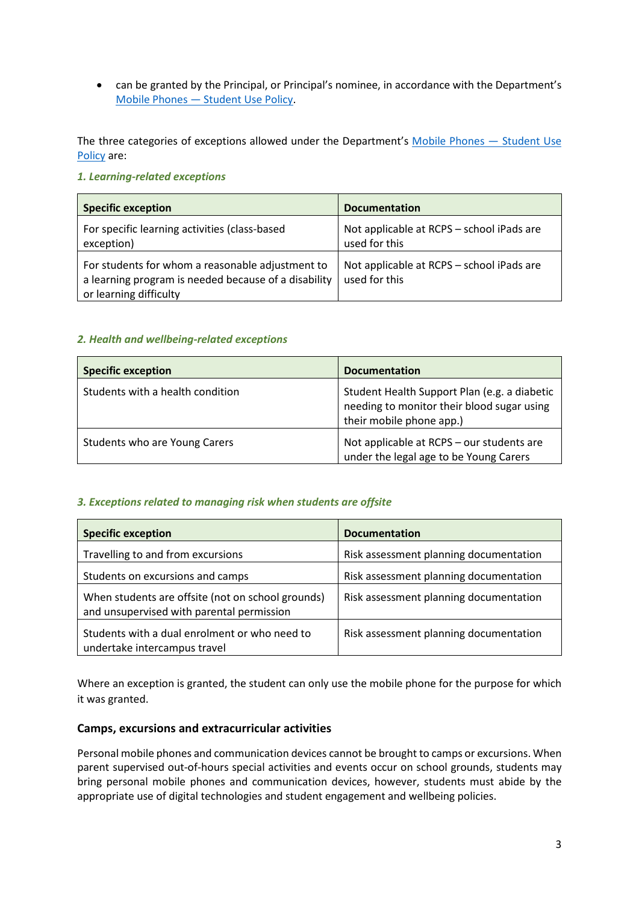- can be granted by the Principal, or Principal's nominee, in accordance with the Department's [Mobile Phones — Student Use Policy](#).

The three categories of exceptions allowed under the Department's [Mobile Phones — Student Use Policy](#) are:

***1. Learning-related exceptions***

| Specific exception | Documentation |
| --- | --- |
| For specific learning activities (class-based exception) | Not applicable at RCPS – school iPads are used for this |
| For students for whom a reasonable adjustment to a learning program is needed because of a disability or learning difficulty | Not applicable at RCPS – school iPads are used for this |

***2. Health and wellbeing-related exceptions***

| Specific exception | Documentation |
| --- | --- |
| Students with a health condition | Student Health Support Plan (e.g. a diabetic needing to monitor their blood sugar using their mobile phone app.) |
| Students who are Young Carers | Not applicable at RCPS – our students are under the legal age to be Young Carers |

***3. Exceptions related to managing risk when students are offsite***

| Specific exception | Documentation |
| --- | --- |
| Travelling to and from excursions | Risk assessment planning documentation |
| Students on excursions and camps | Risk assessment planning documentation |
| When students are offsite (not on school grounds) and unsupervised with parental permission | Risk assessment planning documentation |
| Students with a dual enrolment or who need to undertake intercampus travel | Risk assessment planning documentation |

Where an exception is granted, the student can only use the mobile phone for the purpose for which it was granted.

### Camps, excursions and extracurricular activities

Personal mobile phones and communication devices cannot be brought to camps or excursions. When parent supervised out-of-hours special activities and events occur on school grounds, students may bring personal mobile phones and communication devices, however, students must abide by the appropriate use of digital technologies and student engagement and wellbeing policies.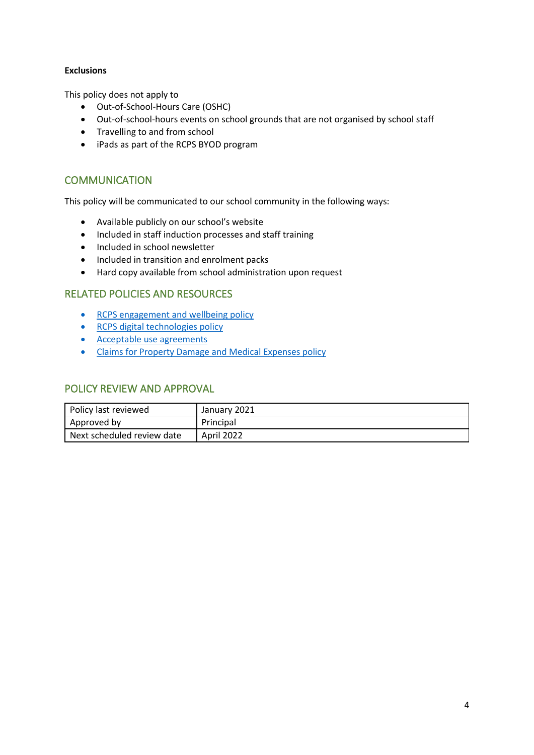**Exclusions**

This policy does not apply to

- Out-of-School-Hours Care (OSHC)
- Out-of-school-hours events on school grounds that are not organised by school staff
- Travelling to and from school
- iPads as part of the RCPS BYOD program

## COMMUNICATION

This policy will be communicated to our school community in the following ways:

- Available publicly on our school's website
- Included in staff induction processes and staff training
- Included in school newsletter
- Included in transition and enrolment packs
- Hard copy available from school administration upon request

## RELATED POLICIES AND RESOURCES

- RCPS engagement and wellbeing policy
- RCPS digital technologies policy
- Acceptable use agreements
- Claims for Property Damage and Medical Expenses policy

## POLICY REVIEW AND APPROVAL

| | |
|---|---|
| Policy last reviewed | January 2021 |
| Approved by | Principal |
| Next scheduled review date | April 2022 |